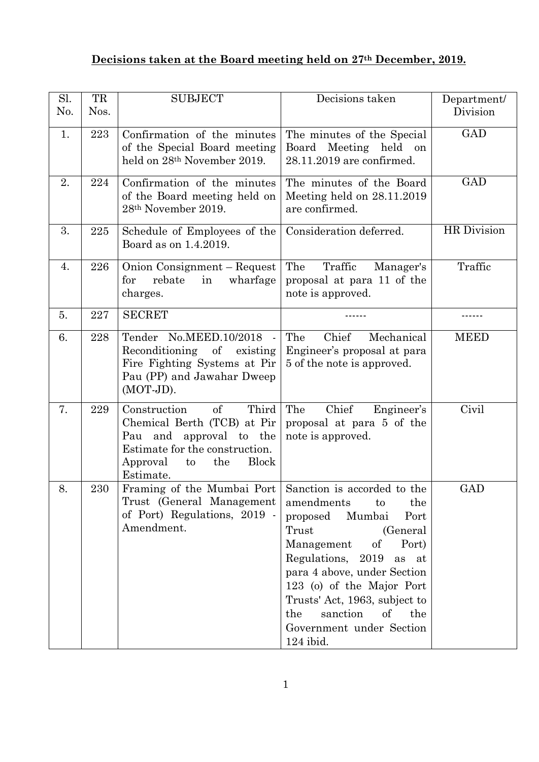**Decisions taken at the Board meeting held on 27th December, 2019.**

| Sl. No. | TR Nos. | SUBJECT | Decisions taken | Department/ Division |
|---|---|---|---|---|
| 1. | 223 | Confirmation of the minutes of the Special Board meeting held on 28th November 2019. | The minutes of the Special Board Meeting held on 28.11.2019 are confirmed. | GAD |
| 2. | 224 | Confirmation of the minutes of the Board meeting held on 28th November 2019. | The minutes of the Board Meeting held on 28.11.2019 are confirmed. | GAD |
| 3. | 225 | Schedule of Employees of the Board as on 1.4.2019. | Consideration deferred. | HR Division |
| 4. | 226 | Onion Consignment – Request for rebate in wharfage charges. | The Traffic Manager's proposal at para 11 of the note is approved. | Traffic |
| 5. | 227 | SECRET | ------ | ------ |
| 6. | 228 | Tender No.MEED.10/2018 - Reconditioning of existing Fire Fighting Systems at Pir Pau (PP) and Jawahar Dweep (MOT-JD). | The Chief Mechanical Engineer's proposal at para 5 of the note is approved. | MEED |
| 7. | 229 | Construction of Third Chemical Berth (TCB) at Pir Pau and approval to the Estimate for the construction. Approval to the Block Estimate. | The Chief Engineer's proposal at para 5 of the note is approved. | Civil |
| 8. | 230 | Framing of the Mumbai Port Trust (General Management of Port) Regulations, 2019 - Amendment. | Sanction is accorded to the amendments to the proposed Mumbai Port Trust (General Management of Port) Regulations, 2019 as at para 4 above, under Section 123 (o) of the Major Port Trusts' Act, 1963, subject to the sanction of the Government under Section 124 ibid. | GAD |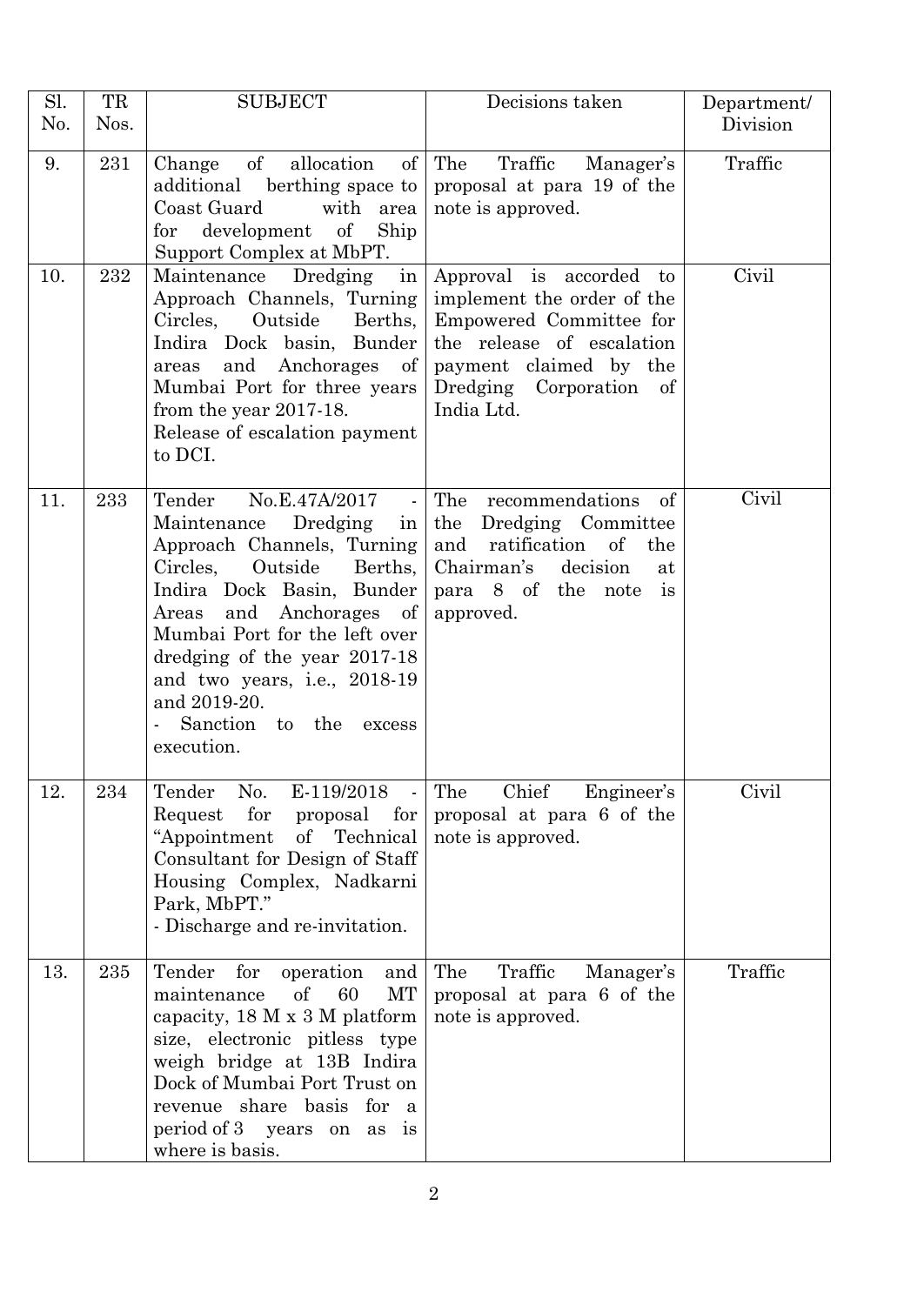| Sl. No. | TR Nos. | SUBJECT | Decisions taken | Department/ Division |
|---|---|---|---|---|
| 9. | 231 | Change of allocation of additional berthing space to Coast Guard with area for development of Ship Support Complex at MbPT. | The Traffic Manager's proposal at para 19 of the note is approved. | Traffic |
| 10. | 232 | Maintenance Dredging in Approach Channels, Turning Circles, Outside Berths, Indira Dock basin, Bunder areas and Anchorages of Mumbai Port for three years from the year 2017-18. Release of escalation payment to DCI. | Approval is accorded to implement the order of the Empowered Committee for the release of escalation payment claimed by the Dredging Corporation of India Ltd. | Civil |
| 11. | 233 | Tender No.E.47A/2017 - Maintenance Dredging in Approach Channels, Turning Circles, Outside Berths, Indira Dock Basin, Bunder Areas and Anchorages of Mumbai Port for the left over dredging of the year 2017-18 and two years, i.e., 2018-19 and 2019-20. - Sanction to the excess execution. | The recommendations of the Dredging Committee and ratification of the Chairman's decision at para 8 of the note is approved. | Civil |
| 12. | 234 | Tender No. E-119/2018 - Request for proposal for "Appointment of Technical Consultant for Design of Staff Housing Complex, Nadkarni Park, MbPT." - Discharge and re-invitation. | The Chief Engineer's proposal at para 6 of the note is approved. | Civil |
| 13. | 235 | Tender for operation and maintenance of 60 MT capacity, 18 M x 3 M platform size, electronic pitless type weigh bridge at 13B Indira Dock of Mumbai Port Trust on revenue share basis for a period of 3 years on as is where is basis. | The Traffic Manager's proposal at para 6 of the note is approved. | Traffic |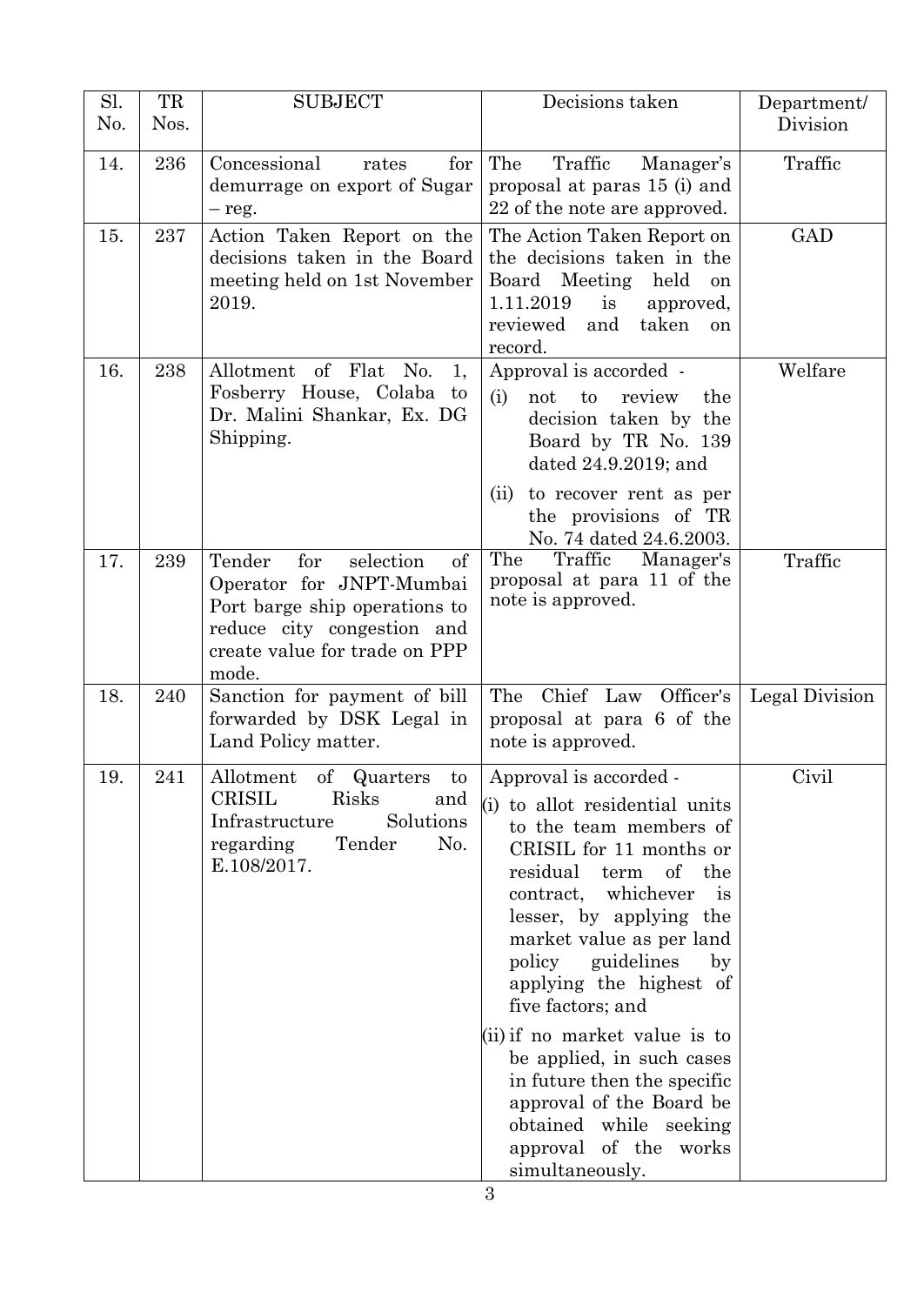| Sl. No. | TR Nos. | SUBJECT | Decisions taken | Department/ Division |
|---|---|---|---|---|
| 14. | 236 | Concessional rates for demurrage on export of Sugar – reg. | The Traffic Manager's proposal at paras 15 (i) and 22 of the note are approved. | Traffic |
| 15. | 237 | Action Taken Report on the decisions taken in the Board meeting held on 1st November 2019. | The Action Taken Report on the decisions taken in the Board Meeting held on 1.11.2019 is approved, reviewed and taken on record. | GAD |
| 16. | 238 | Allotment of Flat No. 1, Fosberry House, Colaba to Dr. Malini Shankar, Ex. DG Shipping. | Approval is accorded - (i) not to review the decision taken by the Board by TR No. 139 dated 24.9.2019; and (ii) to recover rent as per the provisions of TR No. 74 dated 24.6.2003. | Welfare |
| 17. | 239 | Tender for selection of Operator for JNPT-Mumbai Port barge ship operations to reduce city congestion and create value for trade on PPP mode. | The Traffic Manager's proposal at para 11 of the note is approved. | Traffic |
| 18. | 240 | Sanction for payment of bill forwarded by DSK Legal in Land Policy matter. | The Chief Law Officer's proposal at para 6 of the note is approved. | Legal Division |
| 19. | 241 | Allotment of Quarters to CRISIL Risks and Infrastructure Solutions regarding Tender No. E.108/2017. | Approval is accorded - (i) to allot residential units to the team members of CRISIL for 11 months or residual term of the contract, whichever is lesser, by applying the market value as per land policy guidelines by applying the highest of five factors; and (ii) if no market value is to be applied, in such cases in future then the specific approval of the Board be obtained while seeking approval of the works simultaneously. | Civil |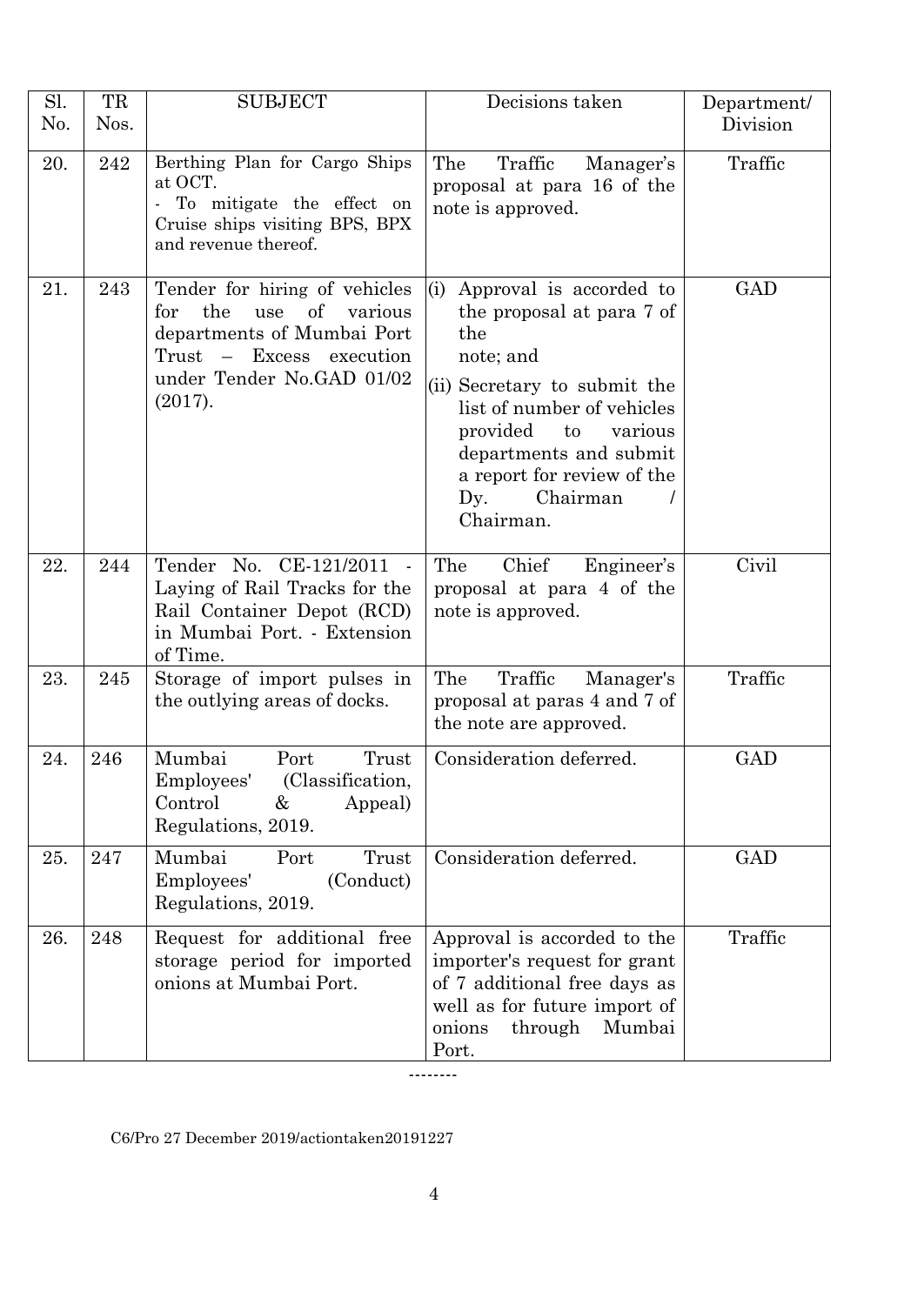| Sl. No. | TR Nos. | SUBJECT | Decisions taken | Department/ Division |
|---|---|---|---|---|
| 20. | 242 | Berthing Plan for Cargo Ships at OCT. - To mitigate the effect on Cruise ships visiting BPS, BPX and revenue thereof. | The Traffic Manager's proposal at para 16 of the note is approved. | Traffic |
| 21. | 243 | Tender for hiring of vehicles for the use of various departments of Mumbai Port Trust – Excess execution under Tender No.GAD 01/02 (2017). | (i) Approval is accorded to the proposal at para 7 of the note; and<br>(ii) Secretary to submit the list of number of vehicles provided to various departments and submit a report for review of the Dy. Chairman / Chairman. | GAD |
| 22. | 244 | Tender No. CE-121/2011 - Laying of Rail Tracks for the Rail Container Depot (RCD) in Mumbai Port. - Extension of Time. | The Chief Engineer's proposal at para 4 of the note is approved. | Civil |
| 23. | 245 | Storage of import pulses in the outlying areas of docks. | The Traffic Manager's proposal at paras 4 and 7 of the note are approved. | Traffic |
| 24. | 246 | Mumbai Port Trust Employees' (Classification, Control & Appeal) Regulations, 2019. | Consideration deferred. | GAD |
| 25. | 247 | Mumbai Port Trust Employees' (Conduct) Regulations, 2019. | Consideration deferred. | GAD |
| 26. | 248 | Request for additional free storage period for imported onions at Mumbai Port. | Approval is accorded to the importer's request for grant of 7 additional free days as well as for future import of onions through Mumbai Port. | Traffic |

--------

C6/Pro 27 December 2019/actiontaken20191227